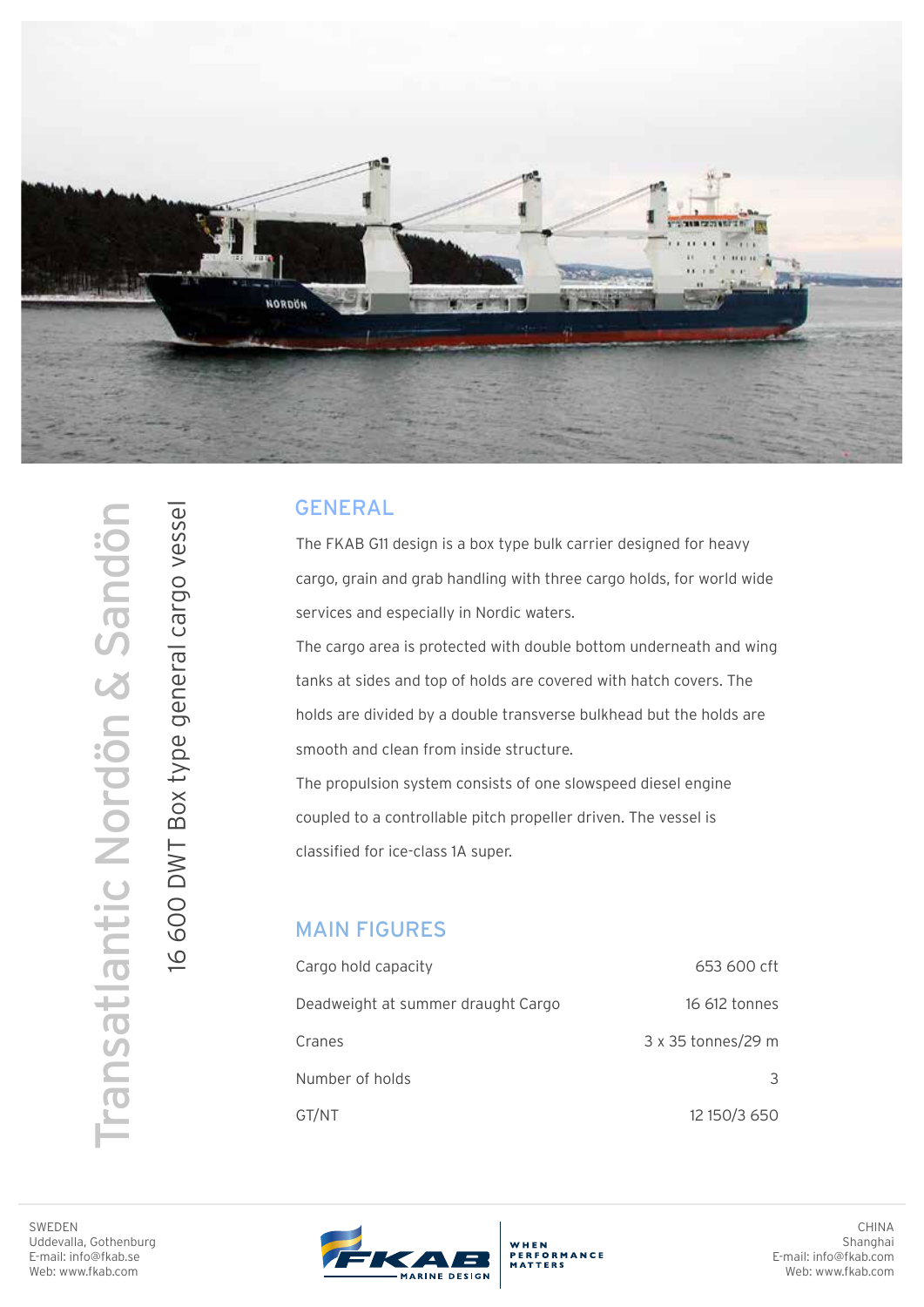# Transsatlantic Nordön & Sandön

## 16 600 DWT Box type general cargo vessel

## GENERAL

The FKAB G11 design is a box type bulk carrier designed for heavy cargo, grain and grab handling with three cargo holds, for world wide services and especially in Nordic waters.

The cargo area is protected with double bottom underneath and wing tanks at sides and top of holds are covered with hatch covers. The holds are divided by a double transverse bulkhead but the holds are smooth and clean from inside structure.

The propulsion system consists of one slowspeed diesel engine coupled to a controllable pitch propeller driven. The vessel is classified for ice-class 1A super.

## MAIN FIGURES

| | |
|---|---|
| Cargo hold capacity | 653 600 cft |
| Deadweight at summer draught Cargo | 16 612 tonnes |
| Cranes | 3 x 35 tonnes/29 m |
| Number of holds | 3 |
| GT/NT | 12 150/3 650 |

SWEDEN
Uddevalla, Gothenburg
E-mail: info@fkab.se
Web: www.fkab.com

FKAB MARINE DESIGN — WHEN PERFORMANCE MATTERS

CHINA
Shanghai
E-mail: info@fkab.com
Web: www.fkab.com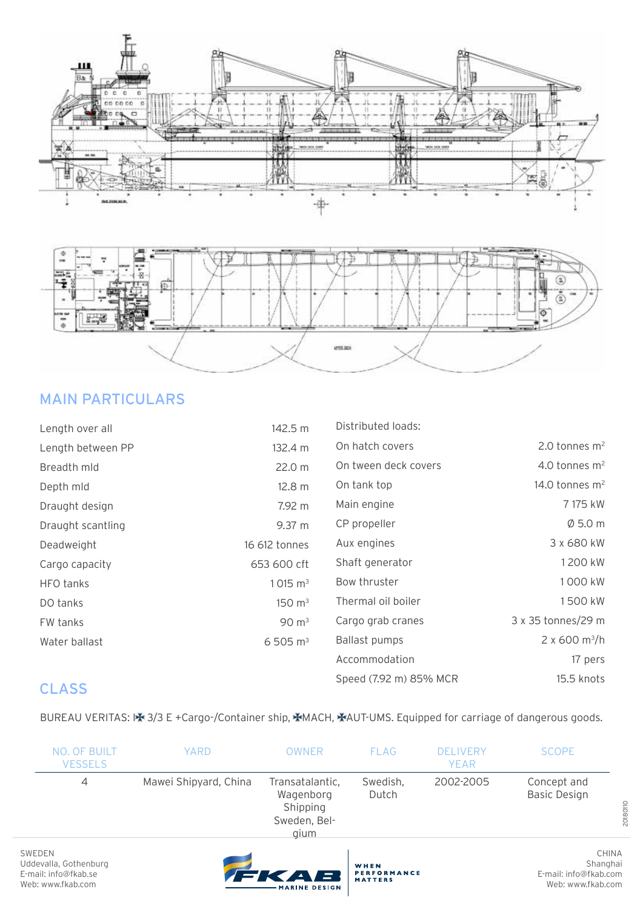## MAIN PARTICULARS

| | |
|---|---|
| Length over all | 142.5 m |
| Length between PP | 132.4 m |
| Breadth mld | 22.0 m |
| Depth mld | 12.8 m |
| Draught design | 7.92 m |
| Draught scantling | 9.37 m |
| Deadweight | 16 612 tonnes |
| Cargo capacity | 653 600 cft |
| HFO tanks | 1 015 m³ |
| DO tanks | 150 m³ |
| FW tanks | 90 m³ |
| Water ballast | 6 505 m³ |

| | |
|---|---|
| Distributed loads: | |
| On hatch covers | 2.0 tonnes m² |
| On tween deck covers | 4.0 tonnes m² |
| On tank top | 14.0 tonnes m² |
| Main engine | 7 175 kW |
| CP propeller | Ø 5.0 m |
| Aux engines | 3 x 680 kW |
| Shaft generator | 1 200 kW |
| Bow thruster | 1 000 kW |
| Thermal oil boiler | 1 500 kW |
| Cargo grab cranes | 3 x 35 tonnes/29 m |
| Ballast pumps | 2 x 600 m³/h |
| Accommodation | 17 pers |
| Speed (7.92 m) 85% MCR | 15.5 knots |

## CLASS

BUREAU VERITAS: I✠ 3/3 E +Cargo-/Container ship, ✠MACH, ✠AUT-UMS. Equipped for carriage of dangerous goods.

| NO. OF BUILT VESSELS | YARD | OWNER | FLAG | DELIVERY YEAR | SCOPE |
|---|---|---|---|---|---|
| 4 | Mawei Shipyard, China | Transatalantic, Wagenborg Shipping Sweden, Belgium | Swedish, Dutch | 2002-2005 | Concept and Basic Design |

SWEDEN
Uddevalla, Gothenburg
E-mail: info@fkab.se
Web: www.fkab.com

FKAB MARINE DESIGN — WHEN PERFORMANCE MATTERS

CHINA
Shanghai
E-mail: info@fkab.com
Web: www.fkab.com